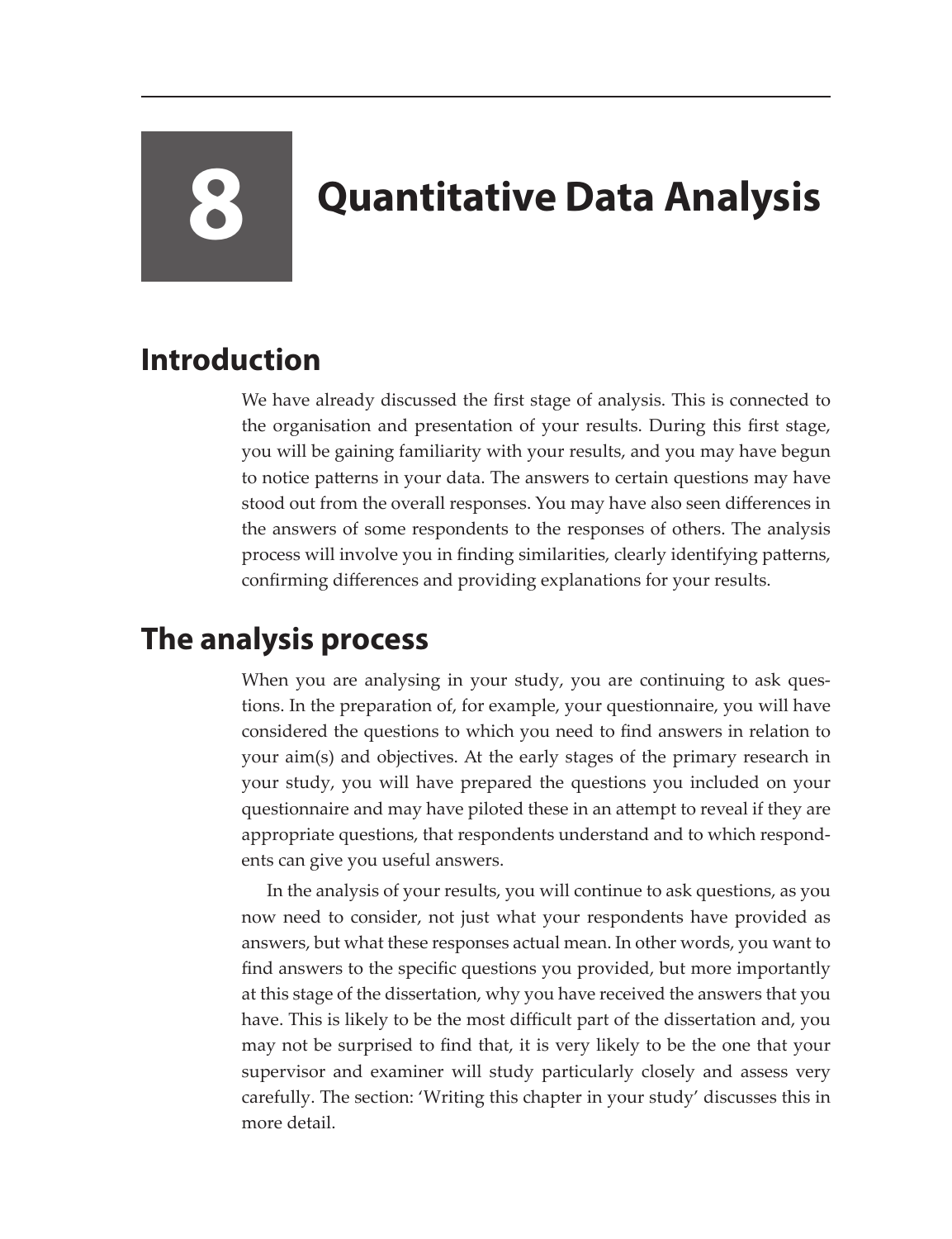# 8 Quantitative Data Analysis

## Introduction

We have already discussed the first stage of analysis. This is connected to the organisation and presentation of your results. During this first stage, you will be gaining familiarity with your results, and you may have begun to notice patterns in your data. The answers to certain questions may have stood out from the overall responses. You may have also seen differences in the answers of some respondents to the responses of others. The analysis process will involve you in finding similarities, clearly identifying patterns, confirming differences and providing explanations for your results.

## The analysis process

When you are analysing in your study, you are continuing to ask questions. In the preparation of, for example, your questionnaire, you will have considered the questions to which you need to find answers in relation to your aim(s) and objectives. At the early stages of the primary research in your study, you will have prepared the questions you included on your questionnaire and may have piloted these in an attempt to reveal if they are appropriate questions, that respondents understand and to which respondents can give you useful answers.

In the analysis of your results, you will continue to ask questions, as you now need to consider, not just what your respondents have provided as answers, but what these responses actual mean. In other words, you want to find answers to the specific questions you provided, but more importantly at this stage of the dissertation, why you have received the answers that you have. This is likely to be the most difficult part of the dissertation and, you may not be surprised to find that, it is very likely to be the one that your supervisor and examiner will study particularly closely and assess very carefully. The section: 'Writing this chapter in your study' discusses this in more detail.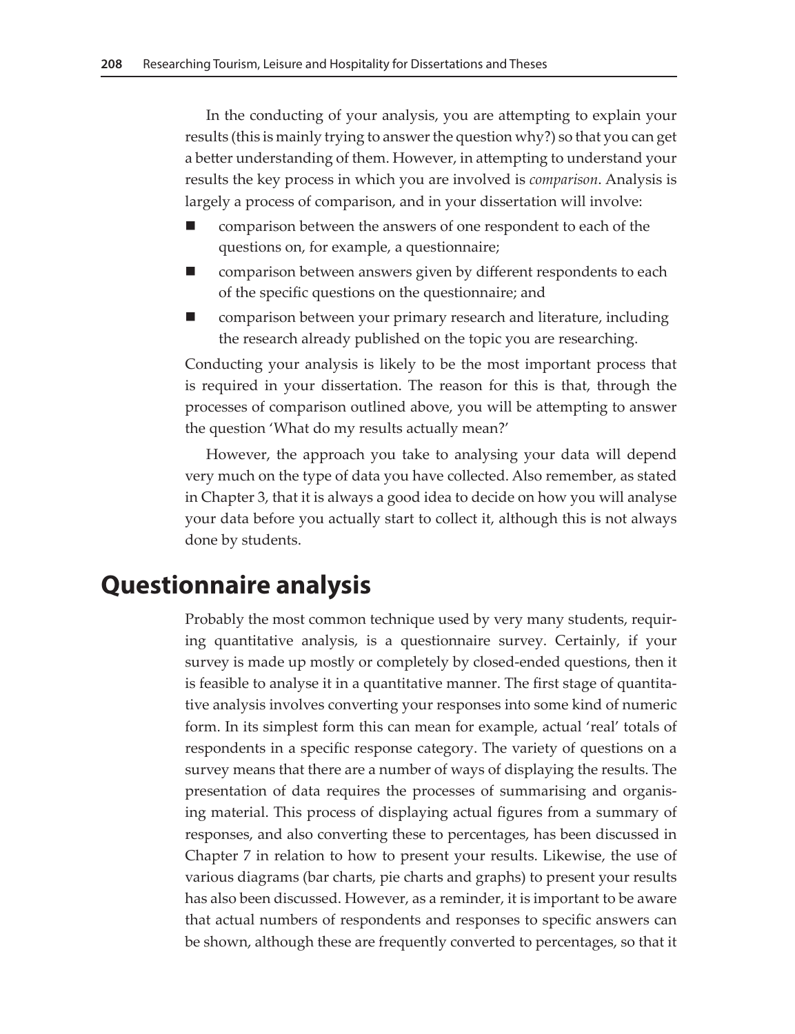In the conducting of your analysis, you are attempting to explain your results (this is mainly trying to answer the question why?) so that you can get a better understanding of them. However, in attempting to understand your results the key process in which you are involved is *comparison*. Analysis is largely a process of comparison, and in your dissertation will involve:

- comparison between the answers of one respondent to each of the questions on, for example, a questionnaire;
- comparison between answers given by different respondents to each of the specific questions on the questionnaire; and
- comparison between your primary research and literature, including the research already published on the topic you are researching.

Conducting your analysis is likely to be the most important process that is required in your dissertation. The reason for this is that, through the processes of comparison outlined above, you will be attempting to answer the question 'What do my results actually mean?'

However, the approach you take to analysing your data will depend very much on the type of data you have collected. Also remember, as stated in Chapter 3, that it is always a good idea to decide on how you will analyse your data before you actually start to collect it, although this is not always done by students.

# Questionnaire analysis

Probably the most common technique used by very many students, requiring quantitative analysis, is a questionnaire survey. Certainly, if your survey is made up mostly or completely by closed-ended questions, then it is feasible to analyse it in a quantitative manner. The first stage of quantitative analysis involves converting your responses into some kind of numeric form. In its simplest form this can mean for example, actual 'real' totals of respondents in a specific response category. The variety of questions on a survey means that there are a number of ways of displaying the results. The presentation of data requires the processes of summarising and organising material. This process of displaying actual figures from a summary of responses, and also converting these to percentages, has been discussed in Chapter 7 in relation to how to present your results. Likewise, the use of various diagrams (bar charts, pie charts and graphs) to present your results has also been discussed. However, as a reminder, it is important to be aware that actual numbers of respondents and responses to specific answers can be shown, although these are frequently converted to percentages, so that it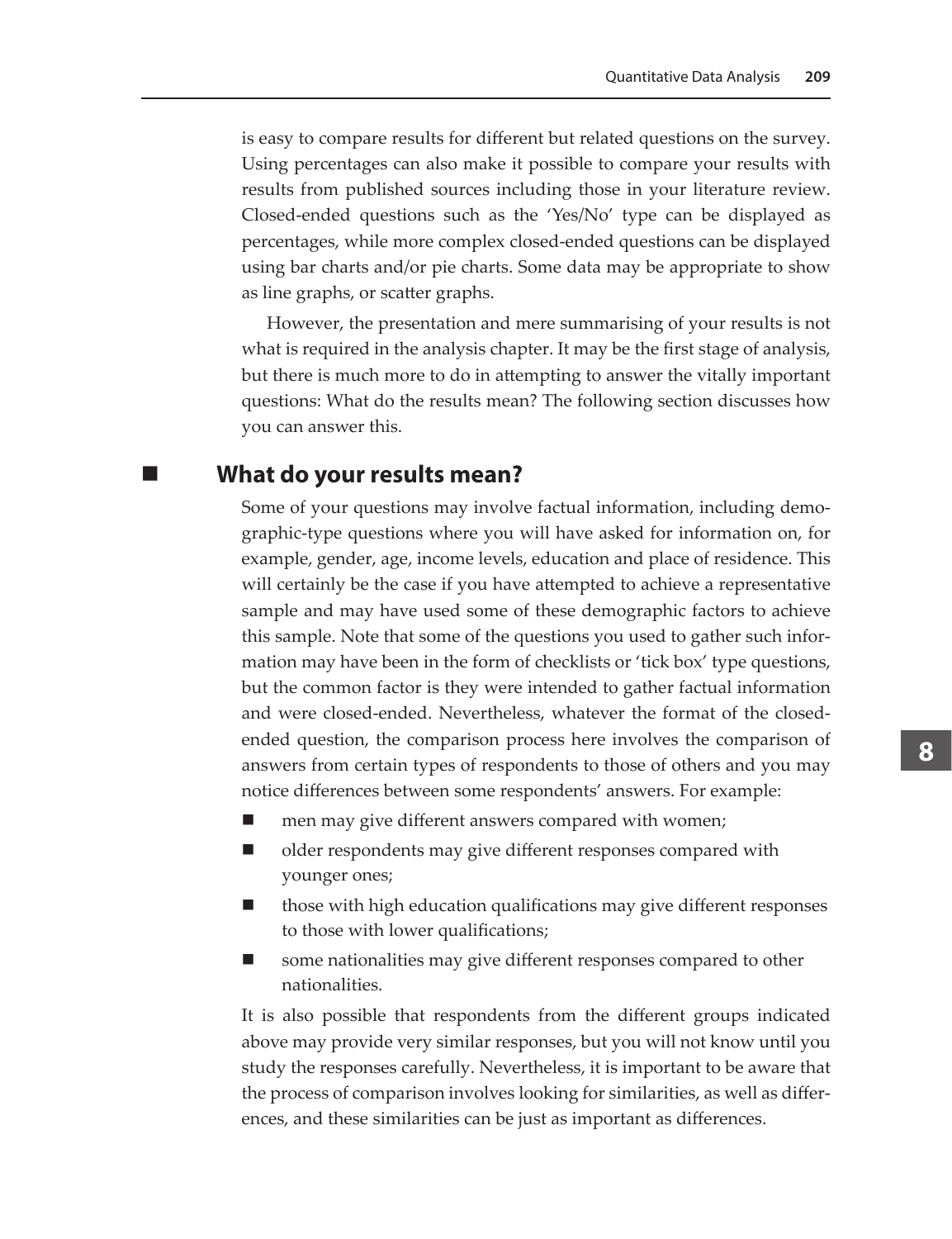is easy to compare results for different but related questions on the survey. Using percentages can also make it possible to compare your results with results from published sources including those in your literature review. Closed-ended questions such as the 'Yes/No' type can be displayed as percentages, while more complex closed-ended questions can be displayed using bar charts and/or pie charts. Some data may be appropriate to show as line graphs, or scatter graphs.

However, the presentation and mere summarising of your results is not what is required in the analysis chapter. It may be the first stage of analysis, but there is much more to do in attempting to answer the vitally important questions: What do the results mean? The following section discusses how you can answer this.

## What do your results mean?

Some of your questions may involve factual information, including demographic-type questions where you will have asked for information on, for example, gender, age, income levels, education and place of residence. This will certainly be the case if you have attempted to achieve a representative sample and may have used some of these demographic factors to achieve this sample. Note that some of the questions you used to gather such information may have been in the form of checklists or 'tick box' type questions, but the common factor is they were intended to gather factual information and were closed-ended. Nevertheless, whatever the format of the closed-ended question, the comparison process here involves the comparison of answers from certain types of respondents to those of others and you may notice differences between some respondents' answers. For example:

- men may give different answers compared with women;
- older respondents may give different responses compared with younger ones;
- those with high education qualifications may give different responses to those with lower qualifications;
- some nationalities may give different responses compared to other nationalities.

It is also possible that respondents from the different groups indicated above may provide very similar responses, but you will not know until you study the responses carefully. Nevertheless, it is important to be aware that the process of comparison involves looking for similarities, as well as differences, and these similarities can be just as important as differences.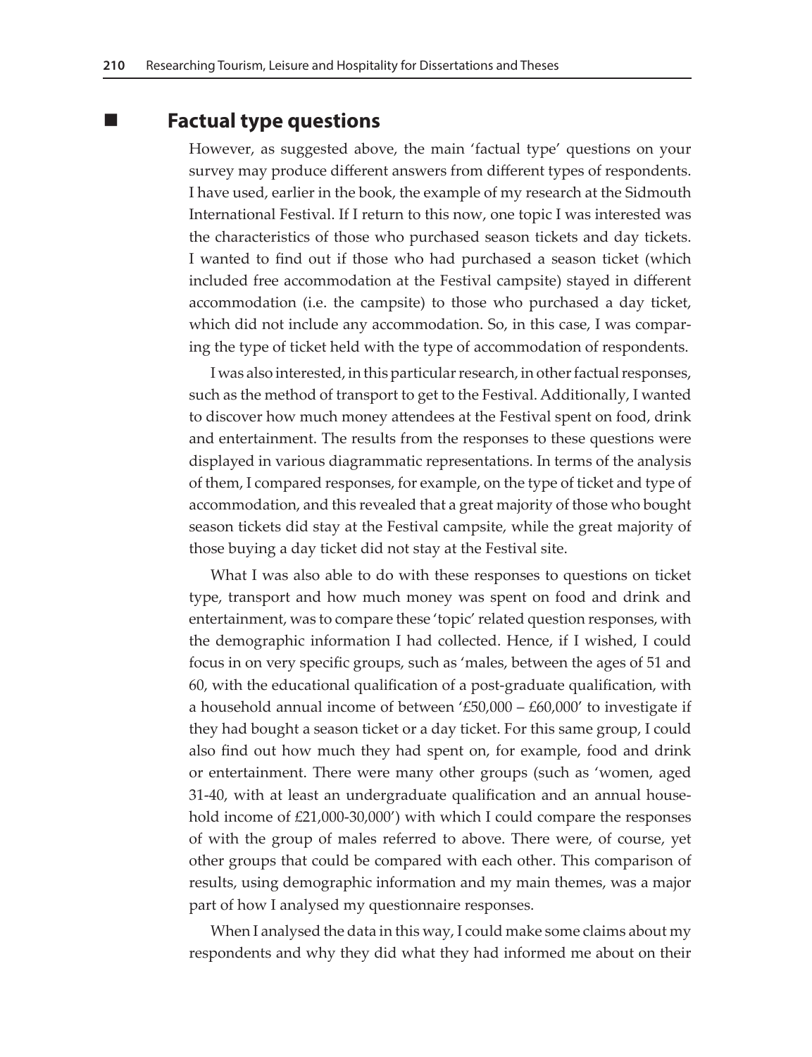## Factual type questions

However, as suggested above, the main 'factual type' questions on your survey may produce different answers from different types of respondents. I have used, earlier in the book, the example of my research at the Sidmouth International Festival. If I return to this now, one topic I was interested was the characteristics of those who purchased season tickets and day tickets. I wanted to find out if those who had purchased a season ticket (which included free accommodation at the Festival campsite) stayed in different accommodation (i.e. the campsite) to those who purchased a day ticket, which did not include any accommodation. So, in this case, I was comparing the type of ticket held with the type of accommodation of respondents.

I was also interested, in this particular research, in other factual responses, such as the method of transport to get to the Festival. Additionally, I wanted to discover how much money attendees at the Festival spent on food, drink and entertainment. The results from the responses to these questions were displayed in various diagrammatic representations. In terms of the analysis of them, I compared responses, for example, on the type of ticket and type of accommodation, and this revealed that a great majority of those who bought season tickets did stay at the Festival campsite, while the great majority of those buying a day ticket did not stay at the Festival site.

What I was also able to do with these responses to questions on ticket type, transport and how much money was spent on food and drink and entertainment, was to compare these 'topic' related question responses, with the demographic information I had collected. Hence, if I wished, I could focus in on very specific groups, such as 'males, between the ages of 51 and 60, with the educational qualification of a post-graduate qualification, with a household annual income of between '£50,000 – £60,000' to investigate if they had bought a season ticket or a day ticket. For this same group, I could also find out how much they had spent on, for example, food and drink or entertainment. There were many other groups (such as 'women, aged 31-40, with at least an undergraduate qualification and an annual household income of £21,000-30,000') with which I could compare the responses of with the group of males referred to above. There were, of course, yet other groups that could be compared with each other. This comparison of results, using demographic information and my main themes, was a major part of how I analysed my questionnaire responses.

When I analysed the data in this way, I could make some claims about my respondents and why they did what they had informed me about on their